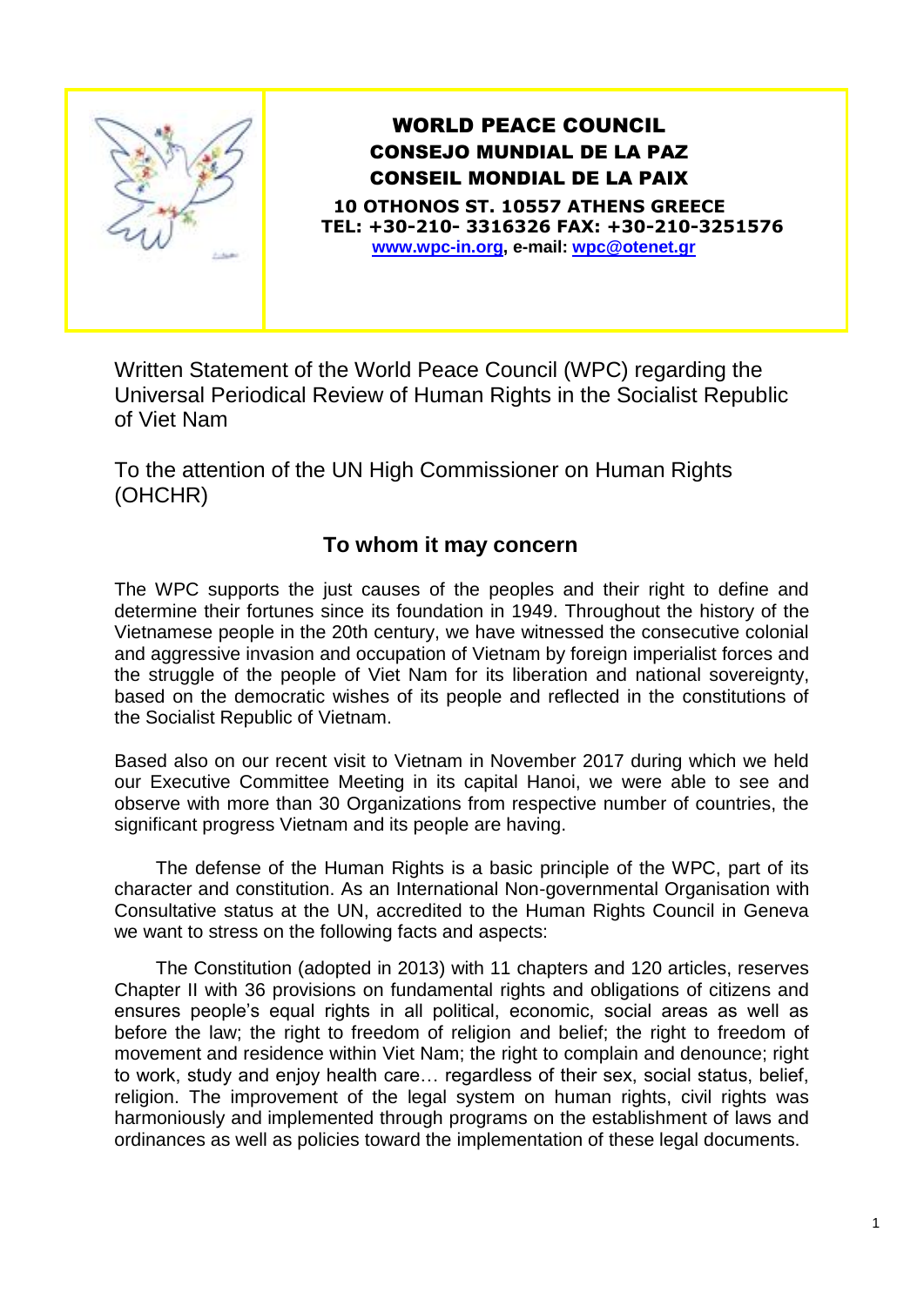**WORLD PEACE COUNCIL**
**CONSEJO MUNDIAL DE LA PAZ**
**CONSEIL MONDIAL DE LA PAIX**

**10 OTHONOS ST. 10557 ATHENS GREECE**
**TEL: +30-210- 3316326 FAX: +30-210-3251576**
**www.wpc-in.org, e-mail: wpc@otenet.gr**

Written Statement of the World Peace Council (WPC) regarding the Universal Periodical Review of Human Rights in the Socialist Republic of Viet Nam

To the attention of the UN High Commissioner on Human Rights (OHCHR)

## To whom it may concern

The WPC supports the just causes of the peoples and their right to define and determine their fortunes since its foundation in 1949. Throughout the history of the Vietnamese people in the 20th century, we have witnessed the consecutive colonial and aggressive invasion and occupation of Vietnam by foreign imperialist forces and the struggle of the people of Viet Nam for its liberation and national sovereignty, based on the democratic wishes of its people and reflected in the constitutions of the Socialist Republic of Vietnam.

Based also on our recent visit to Vietnam in November 2017 during which we held our Executive Committee Meeting in its capital Hanoi, we were able to see and observe with more than 30 Organizations from respective number of countries, the significant progress Vietnam and its people are having.

The defense of the Human Rights is a basic principle of the WPC, part of its character and constitution. As an International Non-governmental Organisation with Consultative status at the UN, accredited to the Human Rights Council in Geneva we want to stress on the following facts and aspects:

The Constitution (adopted in 2013) with 11 chapters and 120 articles, reserves Chapter II with 36 provisions on fundamental rights and obligations of citizens and ensures people's equal rights in all political, economic, social areas as well as before the law; the right to freedom of religion and belief; the right to freedom of movement and residence within Viet Nam; the right to complain and denounce; right to work, study and enjoy health care… regardless of their sex, social status, belief, religion. The improvement of the legal system on human rights, civil rights was harmoniously and implemented through programs on the establishment of laws and ordinances as well as policies toward the implementation of these legal documents.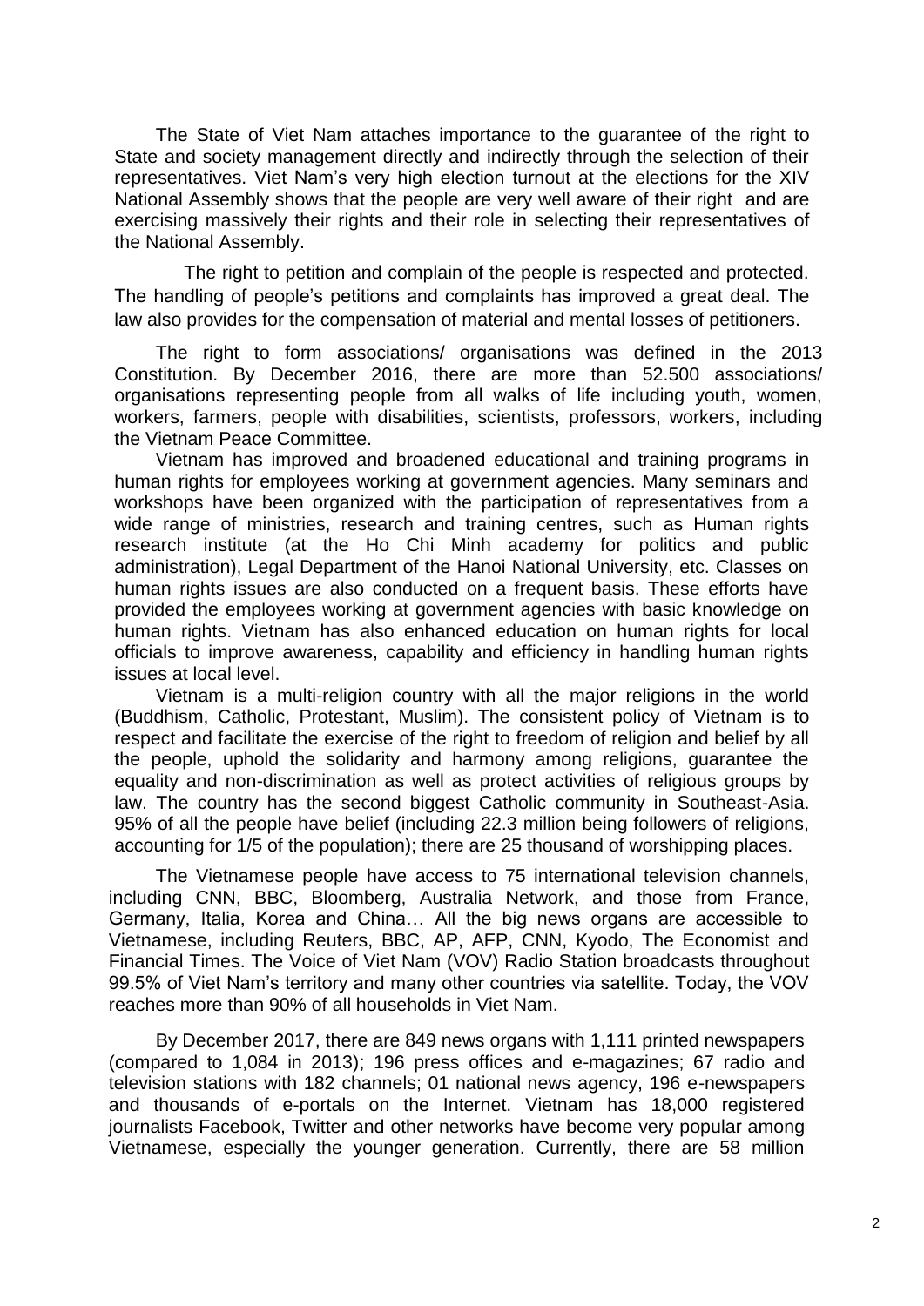The State of Viet Nam attaches importance to the guarantee of the right to State and society management directly and indirectly through the selection of their representatives. Viet Nam's very high election turnout at the elections for the XIV National Assembly shows that the people are very well aware of their right and are exercising massively their rights and their role in selecting their representatives of the National Assembly.

The right to petition and complain of the people is respected and protected. The handling of people's petitions and complaints has improved a great deal. The law also provides for the compensation of material and mental losses of petitioners.

The right to form associations/ organisations was defined in the 2013 Constitution. By December 2016, there are more than 52.500 associations/ organisations representing people from all walks of life including youth, women, workers, farmers, people with disabilities, scientists, professors, workers, including the Vietnam Peace Committee.

Vietnam has improved and broadened educational and training programs in human rights for employees working at government agencies. Many seminars and workshops have been organized with the participation of representatives from a wide range of ministries, research and training centres, such as Human rights research institute (at the Ho Chi Minh academy for politics and public administration), Legal Department of the Hanoi National University, etc. Classes on human rights issues are also conducted on a frequent basis. These efforts have provided the employees working at government agencies with basic knowledge on human rights. Vietnam has also enhanced education on human rights for local officials to improve awareness, capability and efficiency in handling human rights issues at local level.

Vietnam is a multi-religion country with all the major religions in the world (Buddhism, Catholic, Protestant, Muslim). The consistent policy of Vietnam is to respect and facilitate the exercise of the right to freedom of religion and belief by all the people, uphold the solidarity and harmony among religions, guarantee the equality and non-discrimination as well as protect activities of religious groups by law. The country has the second biggest Catholic community in Southeast-Asia. 95% of all the people have belief (including 22.3 million being followers of religions, accounting for 1/5 of the population); there are 25 thousand of worshipping places.

The Vietnamese people have access to 75 international television channels, including CNN, BBC, Bloomberg, Australia Network, and those from France, Germany, Italia, Korea and China… All the big news organs are accessible to Vietnamese, including Reuters, BBC, AP, AFP, CNN, Kyodo, The Economist and Financial Times. The Voice of Viet Nam (VOV) Radio Station broadcasts throughout 99.5% of Viet Nam's territory and many other countries via satellite. Today, the VOV reaches more than 90% of all households in Viet Nam.

By December 2017, there are 849 news organs with 1,111 printed newspapers (compared to 1,084 in 2013); 196 press offices and e-magazines; 67 radio and television stations with 182 channels; 01 national news agency, 196 e-newspapers and thousands of e-portals on the Internet. Vietnam has 18,000 registered journalists Facebook, Twitter and other networks have become very popular among Vietnamese, especially the younger generation. Currently, there are 58 million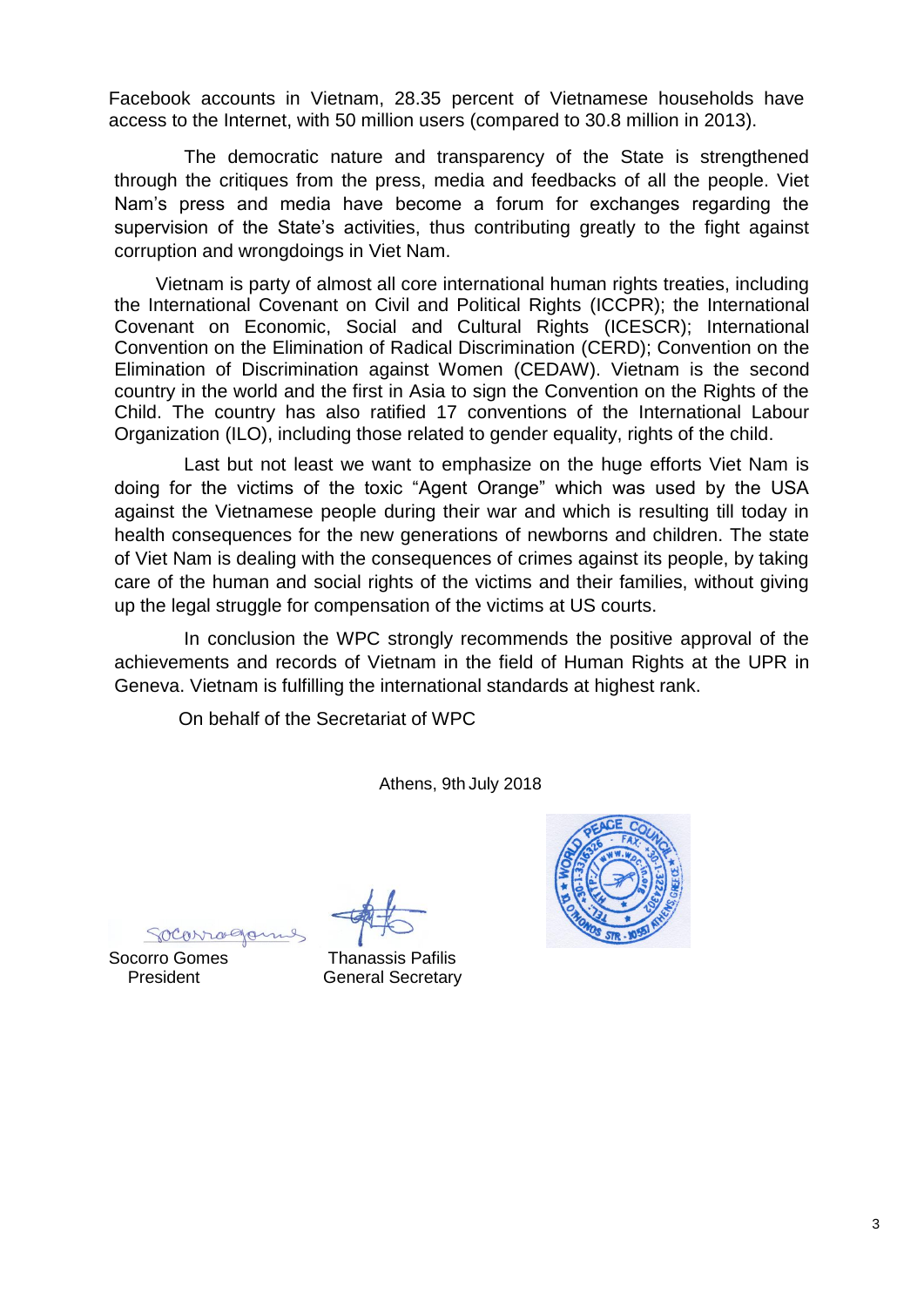Facebook accounts in Vietnam, 28.35 percent of Vietnamese households have access to the Internet, with 50 million users (compared to 30.8 million in 2013).

The democratic nature and transparency of the State is strengthened through the critiques from the press, media and feedbacks of all the people. Viet Nam's press and media have become a forum for exchanges regarding the supervision of the State's activities, thus contributing greatly to the fight against corruption and wrongdoings in Viet Nam.

Vietnam is party of almost all core international human rights treaties, including the International Covenant on Civil and Political Rights (ICCPR); the International Covenant on Economic, Social and Cultural Rights (ICESCR); International Convention on the Elimination of Radical Discrimination (CERD); Convention on the Elimination of Discrimination against Women (CEDAW). Vietnam is the second country in the world and the first in Asia to sign the Convention on the Rights of the Child. The country has also ratified 17 conventions of the International Labour Organization (ILO), including those related to gender equality, rights of the child.

Last but not least we want to emphasize on the huge efforts Viet Nam is doing for the victims of the toxic "Agent Orange" which was used by the USA against the Vietnamese people during their war and which is resulting till today in health consequences for the new generations of newborns and children. The state of Viet Nam is dealing with the consequences of crimes against its people, by taking care of the human and social rights of the victims and their families, without giving up the legal struggle for compensation of the victims at US courts.

In conclusion the WPC strongly recommends the positive approval of the achievements and records of Vietnam in the field of Human Rights at the UPR in Geneva. Vietnam is fulfilling the international standards at highest rank.

On behalf of the Secretariat of WPC

Athens, 9th July 2018

Socorro Gomes
President

Thanassis Pafilis
General Secretary